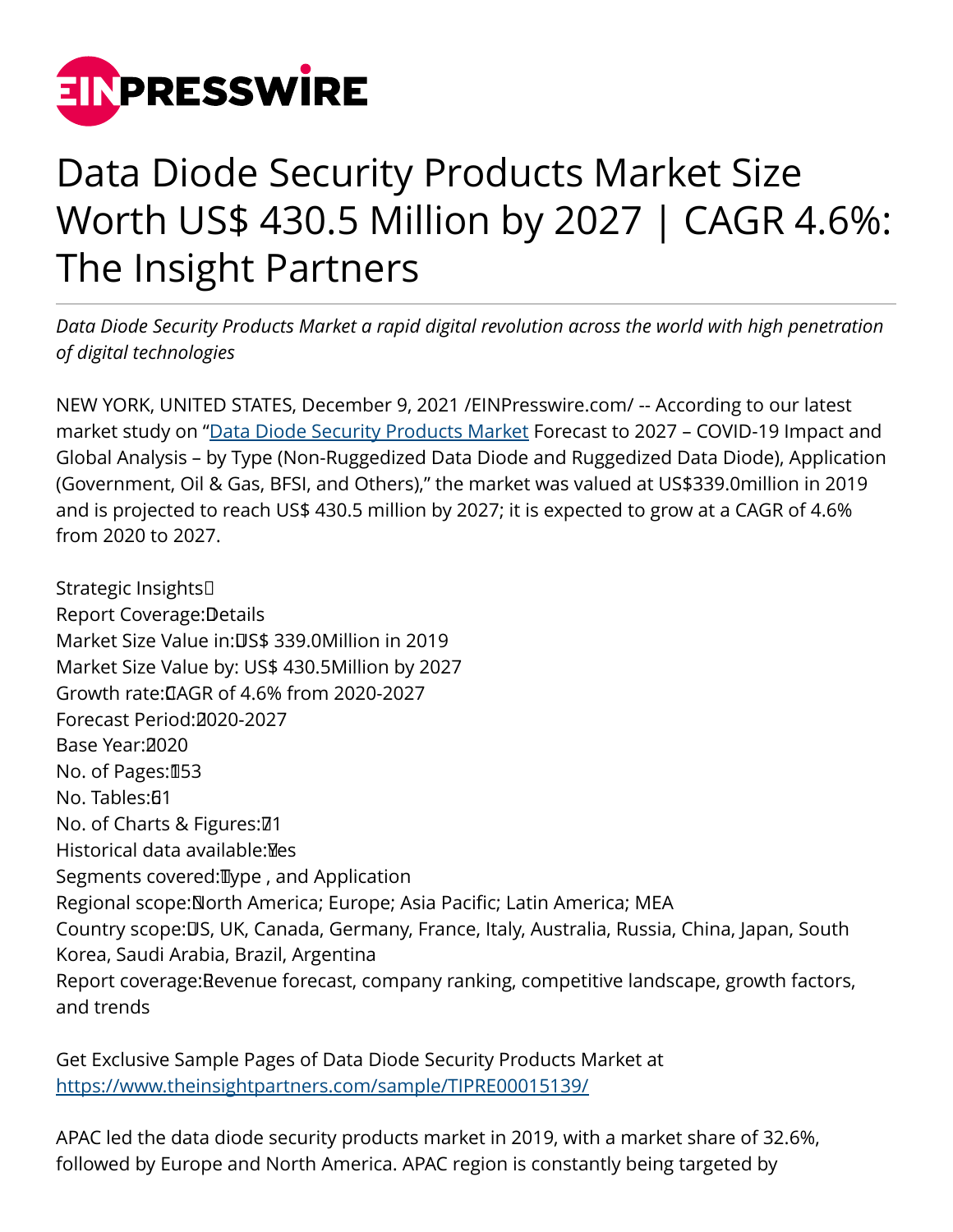# Data Diode Security Products Market Size Worth US$ 430.5 Million by 2027 | CAGR 4.6%: The Insight Partners

*Data Diode Security Products Market a rapid digital revolution across the world with high penetration of digital technologies*

NEW YORK, UNITED STATES, December 9, 2021 /EINPresswire.com/ -- According to our latest market study on "[Data Diode Security Products Market](#) Forecast to 2027 – COVID-19 Impact and Global Analysis – by Type (Non-Ruggedized Data Diode and Ruggedized Data Diode), Application (Government, Oil & Gas, BFSI, and Others)," the market was valued at US$339.0million in 2019 and is projected to reach US$ 430.5 million by 2027; it is expected to grow at a CAGR of 4.6% from 2020 to 2027.

Strategic Insights
Report Coverage: Details
Market Size Value in: US$ 339.0Million in 2019
Market Size Value by: US$ 430.5Million by 2027
Growth rate: CAGR of 4.6% from 2020-2027
Forecast Period: 2020-2027
Base Year: 2020
No. of Pages: 153
No. Tables: 61
No. of Charts & Figures: 71
Historical data available: Yes
Segments covered: Type , and Application
Regional scope: North America; Europe; Asia Pacific; Latin America; MEA
Country scope: US, UK, Canada, Germany, France, Italy, Australia, Russia, China, Japan, South Korea, Saudi Arabia, Brazil, Argentina
Report coverage: Revenue forecast, company ranking, competitive landscape, growth factors, and trends

Get Exclusive Sample Pages of Data Diode Security Products Market at
https://www.theinsightpartners.com/sample/TIPRE00015139/

APAC led the data diode security products market in 2019, with a market share of 32.6%, followed by Europe and North America. APAC region is constantly being targeted by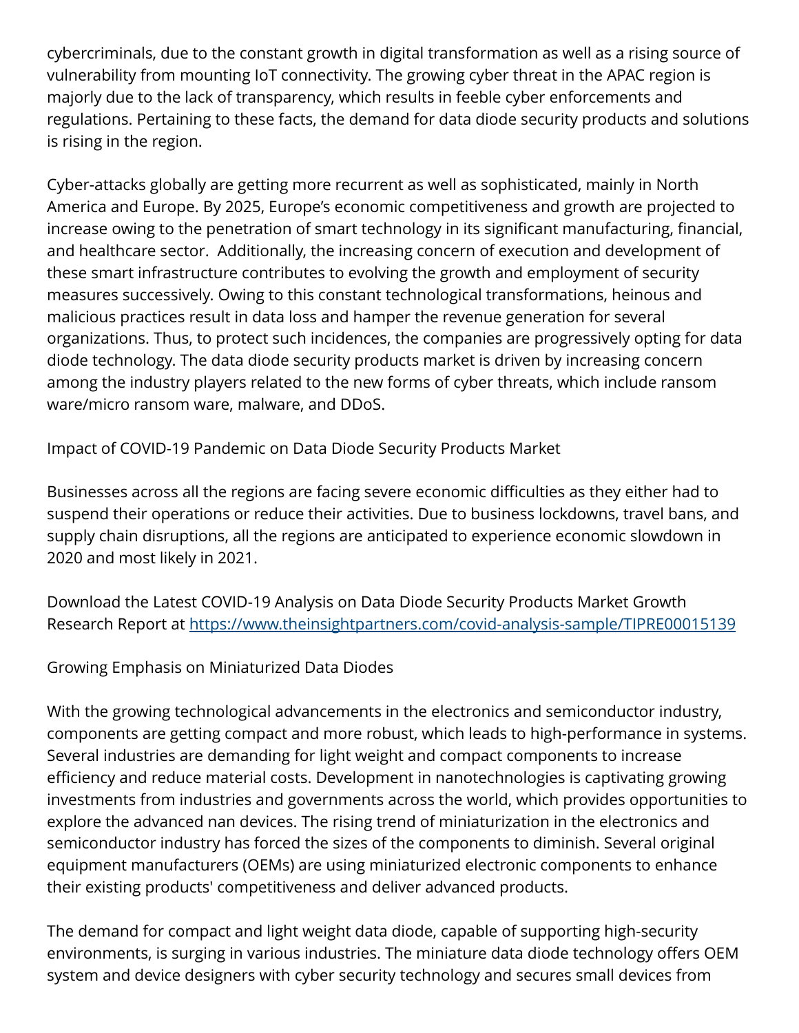cybercriminals, due to the constant growth in digital transformation as well as a rising source of vulnerability from mounting IoT connectivity. The growing cyber threat in the APAC region is majorly due to the lack of transparency, which results in feeble cyber enforcements and regulations. Pertaining to these facts, the demand for data diode security products and solutions is rising in the region.

Cyber-attacks globally are getting more recurrent as well as sophisticated, mainly in North America and Europe. By 2025, Europe's economic competitiveness and growth are projected to increase owing to the penetration of smart technology in its significant manufacturing, financial, and healthcare sector. Additionally, the increasing concern of execution and development of these smart infrastructure contributes to evolving the growth and employment of security measures successively. Owing to this constant technological transformations, heinous and malicious practices result in data loss and hamper the revenue generation for several organizations. Thus, to protect such incidences, the companies are progressively opting for data diode technology. The data diode security products market is driven by increasing concern among the industry players related to the new forms of cyber threats, which include ransom ware/micro ransom ware, malware, and DDoS.

Impact of COVID-19 Pandemic on Data Diode Security Products Market

Businesses across all the regions are facing severe economic difficulties as they either had to suspend their operations or reduce their activities. Due to business lockdowns, travel bans, and supply chain disruptions, all the regions are anticipated to experience economic slowdown in 2020 and most likely in 2021.

Download the Latest COVID-19 Analysis on Data Diode Security Products Market Growth Research Report at https://www.theinsightpartners.com/covid-analysis-sample/TIPRE00015139

Growing Emphasis on Miniaturized Data Diodes

With the growing technological advancements in the electronics and semiconductor industry, components are getting compact and more robust, which leads to high-performance in systems. Several industries are demanding for light weight and compact components to increase efficiency and reduce material costs. Development in nanotechnologies is captivating growing investments from industries and governments across the world, which provides opportunities to explore the advanced nan devices. The rising trend of miniaturization in the electronics and semiconductor industry has forced the sizes of the components to diminish. Several original equipment manufacturers (OEMs) are using miniaturized electronic components to enhance their existing products' competitiveness and deliver advanced products.

The demand for compact and light weight data diode, capable of supporting high-security environments, is surging in various industries. The miniature data diode technology offers OEM system and device designers with cyber security technology and secures small devices from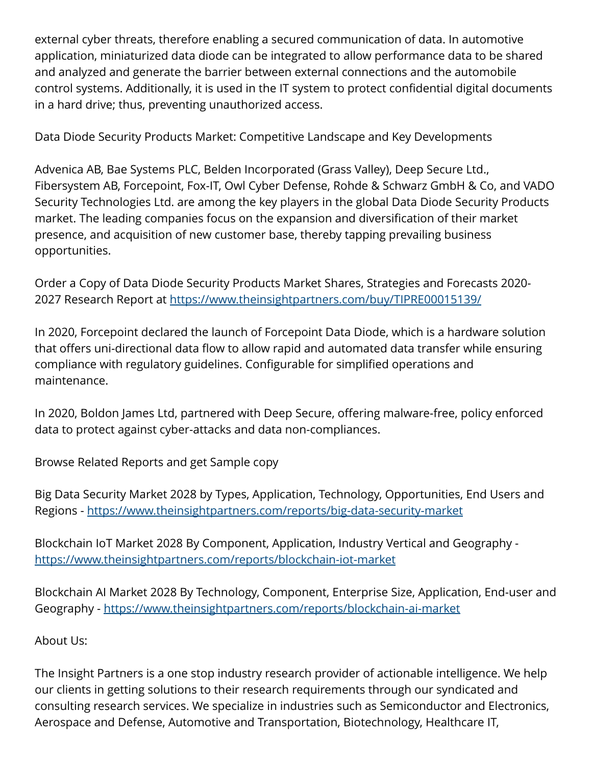external cyber threats, therefore enabling a secured communication of data. In automotive application, miniaturized data diode can be integrated to allow performance data to be shared and analyzed and generate the barrier between external connections and the automobile control systems. Additionally, it is used in the IT system to protect confidential digital documents in a hard drive; thus, preventing unauthorized access.

Data Diode Security Products Market: Competitive Landscape and Key Developments

Advenica AB, Bae Systems PLC, Belden Incorporated (Grass Valley), Deep Secure Ltd., Fibersystem AB, Forcepoint, Fox-IT, Owl Cyber Defense, Rohde & Schwarz GmbH & Co, and VADO Security Technologies Ltd. are among the key players in the global Data Diode Security Products market. The leading companies focus on the expansion and diversification of their market presence, and acquisition of new customer base, thereby tapping prevailing business opportunities.

Order a Copy of Data Diode Security Products Market Shares, Strategies and Forecasts 2020-2027 Research Report at https://www.theinsightpartners.com/buy/TIPRE00015139/

In 2020, Forcepoint declared the launch of Forcepoint Data Diode, which is a hardware solution that offers uni-directional data flow to allow rapid and automated data transfer while ensuring compliance with regulatory guidelines. Configurable for simplified operations and maintenance.

In 2020, Boldon James Ltd, partnered with Deep Secure, offering malware-free, policy enforced data to protect against cyber-attacks and data non-compliances.

Browse Related Reports and get Sample copy

Big Data Security Market 2028 by Types, Application, Technology, Opportunities, End Users and Regions - https://www.theinsightpartners.com/reports/big-data-security-market

Blockchain IoT Market 2028 By Component, Application, Industry Vertical and Geography - https://www.theinsightpartners.com/reports/blockchain-iot-market

Blockchain AI Market 2028 By Technology, Component, Enterprise Size, Application, End-user and Geography - https://www.theinsightpartners.com/reports/blockchain-ai-market

About Us:

The Insight Partners is a one stop industry research provider of actionable intelligence. We help our clients in getting solutions to their research requirements through our syndicated and consulting research services. We specialize in industries such as Semiconductor and Electronics, Aerospace and Defense, Automotive and Transportation, Biotechnology, Healthcare IT,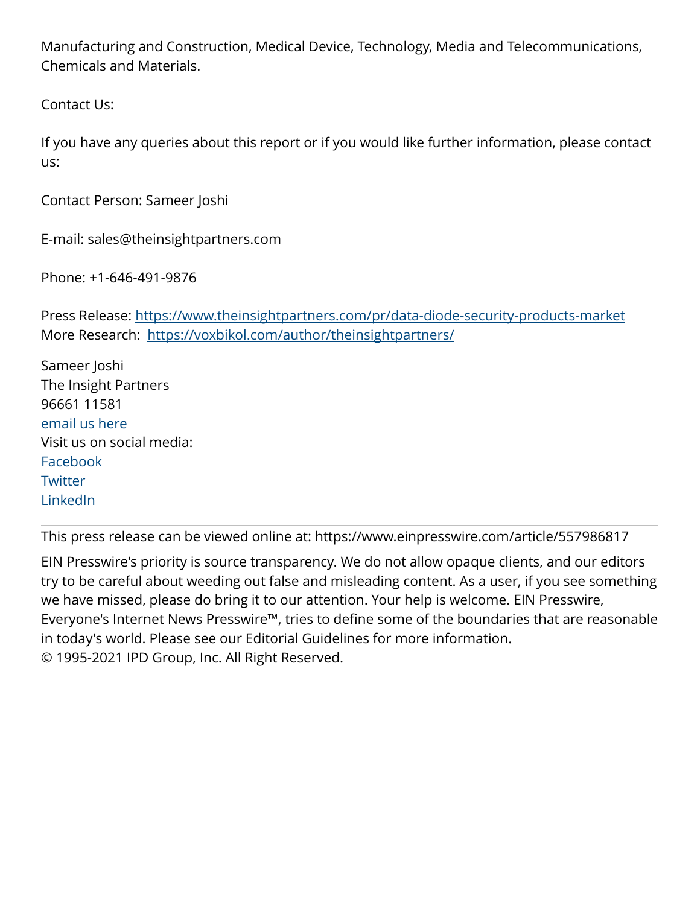Manufacturing and Construction, Medical Device, Technology, Media and Telecommunications, Chemicals and Materials.

Contact Us:

If you have any queries about this report or if you would like further information, please contact us:

Contact Person: Sameer Joshi

E-mail: sales@theinsightpartners.com

Phone: +1-646-491-9876

Press Release: https://www.theinsightpartners.com/pr/data-diode-security-products-market
More Research: https://voxbikol.com/author/theinsightpartners/

Sameer Joshi
The Insight Partners
96661 11581
email us here
Visit us on social media:
Facebook
Twitter
LinkedIn

---

This press release can be viewed online at: https://www.einpresswire.com/article/557986817

EIN Presswire's priority is source transparency. We do not allow opaque clients, and our editors try to be careful about weeding out false and misleading content. As a user, if you see something we have missed, please do bring it to our attention. Your help is welcome. EIN Presswire, Everyone's Internet News Presswire™, tries to define some of the boundaries that are reasonable in today's world. Please see our Editorial Guidelines for more information.
© 1995-2021 IPD Group, Inc. All Right Reserved.